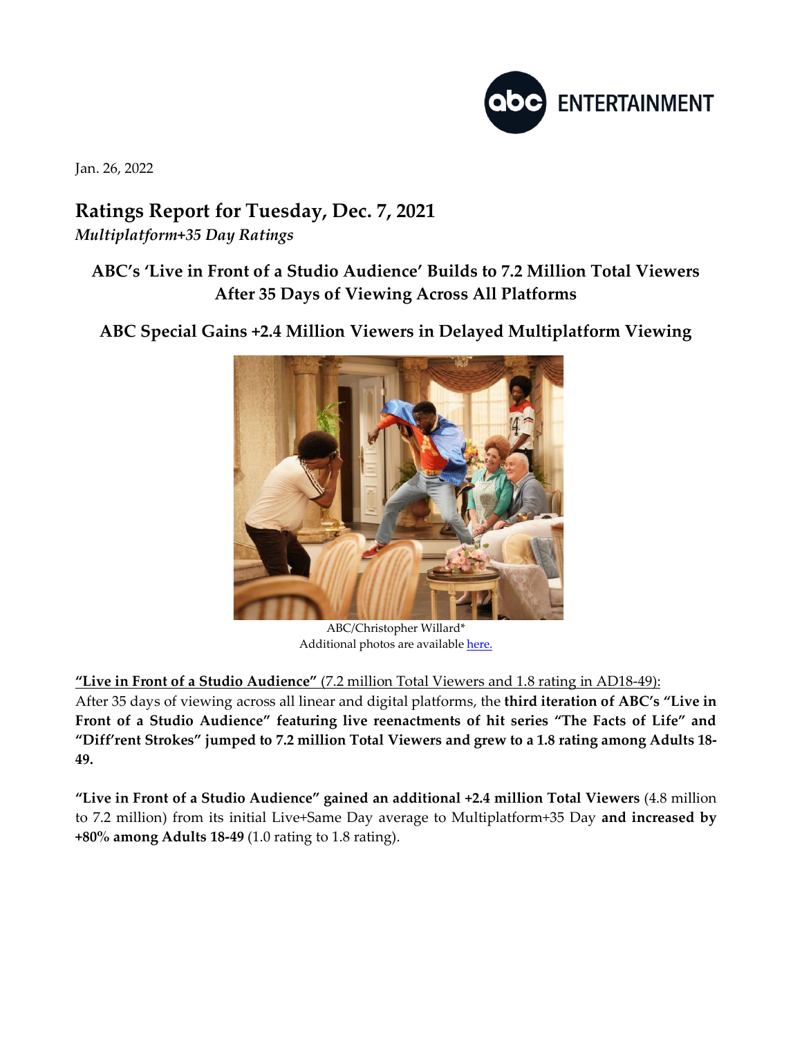Jan. 26, 2022

# Ratings Report for Tuesday, Dec. 7, 2021

*Multiplatform+35 Day Ratings*

## ABC's 'Live in Front of a Studio Audience' Builds to 7.2 Million Total Viewers After 35 Days of Viewing Across All Platforms

## ABC Special Gains +2.4 Million Viewers in Delayed Multiplatform Viewing

ABC/Christopher Willard*
Additional photos are available [here.](here.)

**"Live in Front of a Studio Audience"** (7.2 million Total Viewers and 1.8 rating in AD18-49):
After 35 days of viewing across all linear and digital platforms, the **third iteration of ABC's "Live in Front of a Studio Audience" featuring live reenactments of hit series "The Facts of Life" and "Diff'rent Strokes" jumped to 7.2 million Total Viewers and grew to a 1.8 rating among Adults 18-49.**

**"Live in Front of a Studio Audience" gained an additional +2.4 million Total Viewers** (4.8 million to 7.2 million) from its initial Live+Same Day average to Multiplatform+35 Day **and increased by +80% among Adults 18-49** (1.0 rating to 1.8 rating).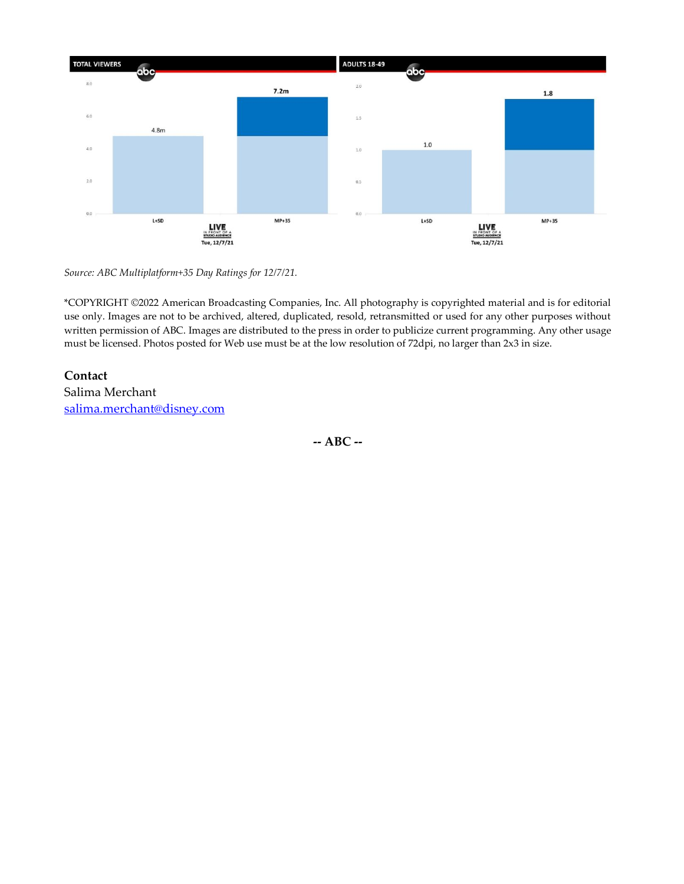TOTAL VIEWERS

8.0
6.0
4.0
2.0
0.0

4.8m
7.2m

L+SD
MP+35

LIVE IN FRONT OF A STUDIO AUDIENCE
Tue, 12/7/21

ADULTS 18-49

2.0
1.5
1.0
0.5
0.0

1.0
1.8

L+SD
MP+35

LIVE IN FRONT OF A STUDIO AUDIENCE
Tue, 12/7/21

*Source: ABC Multiplatform+35 Day Ratings for 12/7/21.*

*COPYRIGHT ©2022 American Broadcasting Companies, Inc. All photography is copyrighted material and is for editorial use only. Images are not to be archived, altered, duplicated, resold, retransmitted or used for any other purposes without written permission of ABC. Images are distributed to the press in order to publicize current programming. Any other usage must be licensed. Photos posted for Web use must be at the low resolution of 72dpi, no larger than 2x3 in size.

**Contact**
Salima Merchant
salima.merchant@disney.com

**-- ABC --**